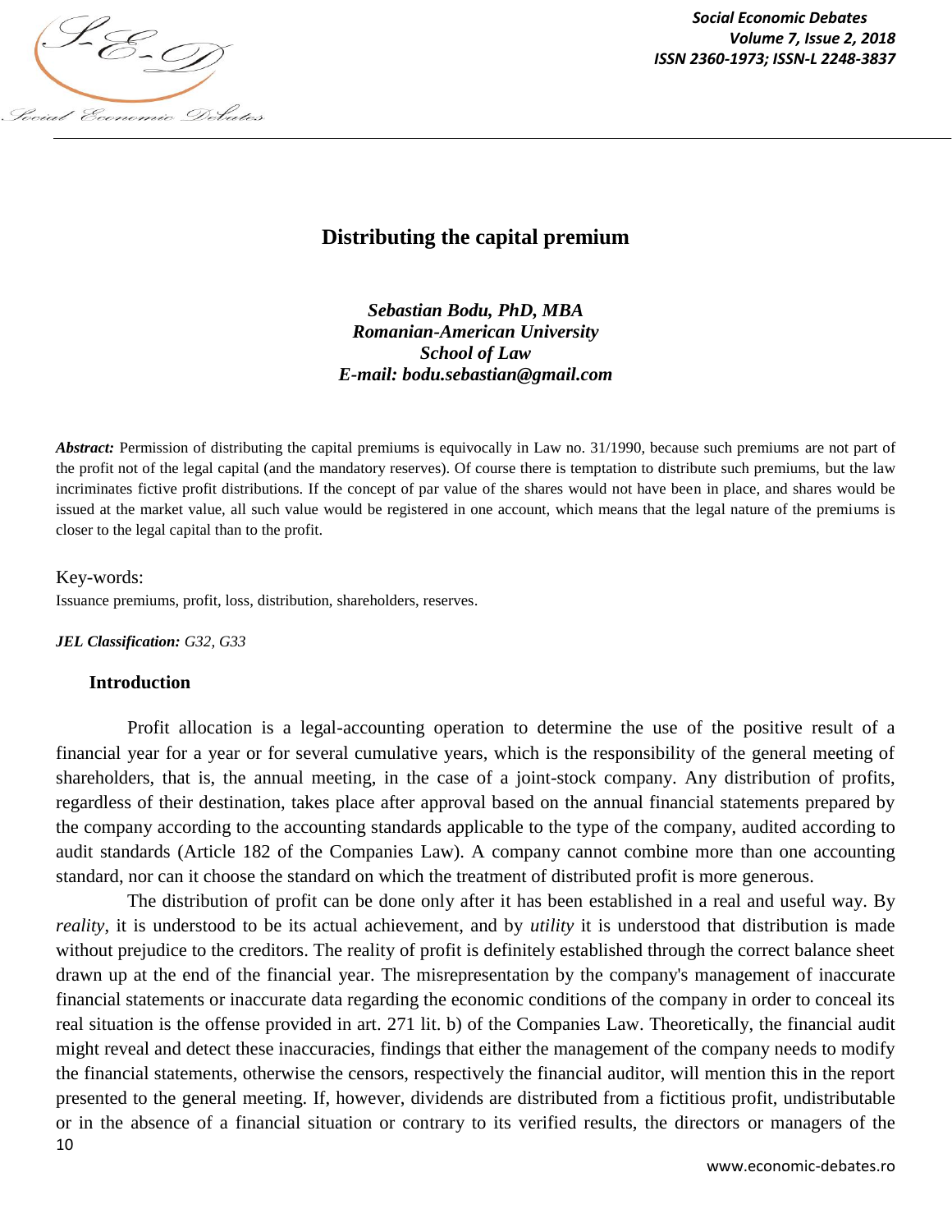# Distributing the capital premium

***Sebastian Bodu, PhD, MBA***
***Romanian-American University***
***School of Law***
***E-mail: bodu.sebastian@gmail.com***

***Abstract:*** Permission of distributing the capital premiums is equivocally in Law no. 31/1990, because such premiums are not part of the profit not of the legal capital (and the mandatory reserves). Of course there is temptation to distribute such premiums, but the law incriminates fictive profit distributions. If the concept of par value of the shares would not have been in place, and shares would be issued at the market value, all such value would be registered in one account, which means that the legal nature of the premiums is closer to the legal capital than to the profit.

Key-words:
Issuance premiums, profit, loss, distribution, shareholders, reserves.

***JEL Classification:*** *G32, G33*

## Introduction

Profit allocation is a legal-accounting operation to determine the use of the positive result of a financial year for a year or for several cumulative years, which is the responsibility of the general meeting of shareholders, that is, the annual meeting, in the case of a joint-stock company. Any distribution of profits, regardless of their destination, takes place after approval based on the annual financial statements prepared by the company according to the accounting standards applicable to the type of the company, audited according to audit standards (Article 182 of the Companies Law). A company cannot combine more than one accounting standard, nor can it choose the standard on which the treatment of distributed profit is more generous.

The distribution of profit can be done only after it has been established in a real and useful way. By *reality*, it is understood to be its actual achievement, and by *utility* it is understood that distribution is made without prejudice to the creditors. The reality of profit is definitely established through the correct balance sheet drawn up at the end of the financial year. The misrepresentation by the company's management of inaccurate financial statements or inaccurate data regarding the economic conditions of the company in order to conceal its real situation is the offense provided in art. 271 lit. b) of the Companies Law. Theoretically, the financial audit might reveal and detect these inaccuracies, findings that either the management of the company needs to modify the financial statements, otherwise the censors, respectively the financial auditor, will mention this in the report presented to the general meeting. If, however, dividends are distributed from a fictitious profit, undistributable or in the absence of a financial situation or contrary to its verified results, the directors or managers of the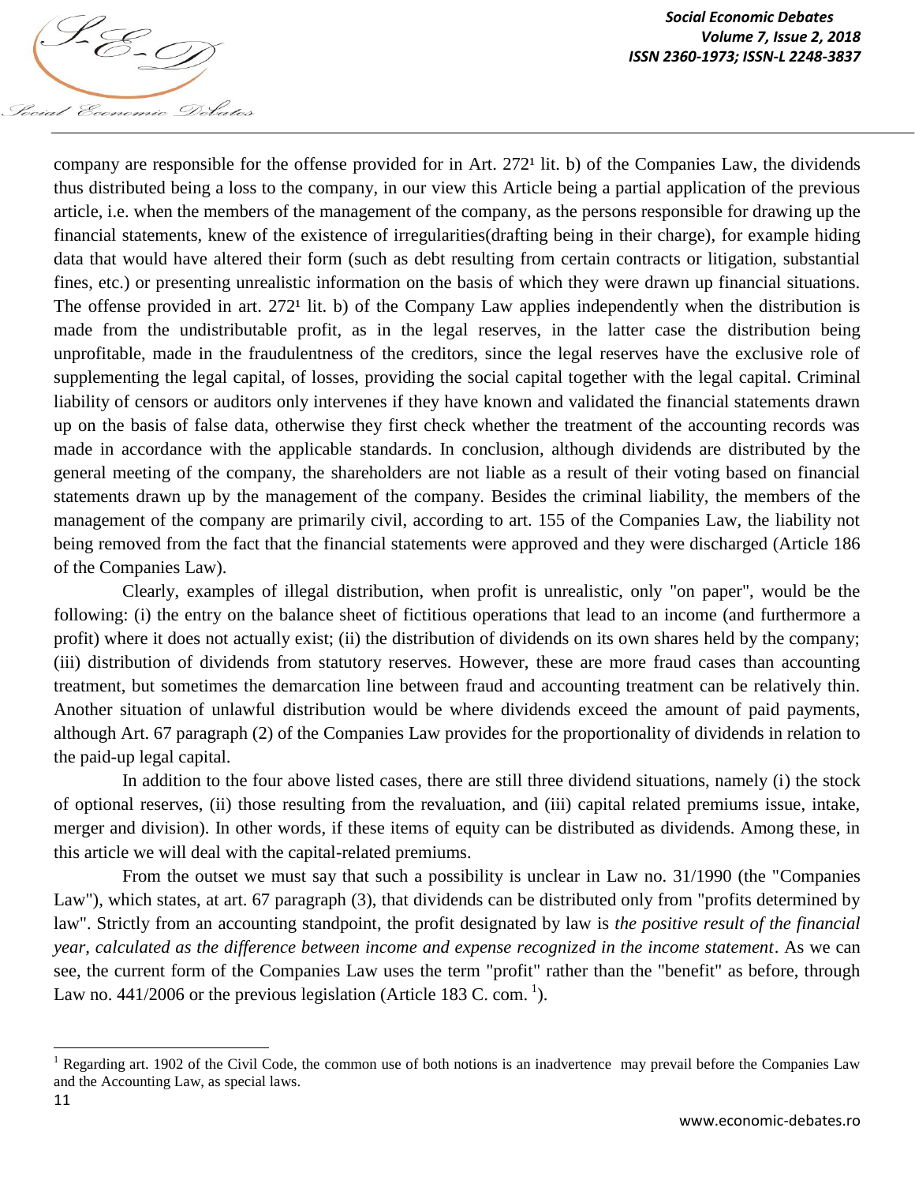company are responsible for the offense provided for in Art. 272¹ lit. b) of the Companies Law, the dividends thus distributed being a loss to the company, in our view this Article being a partial application of the previous article, i.e. when the members of the management of the company, as the persons responsible for drawing up the financial statements, knew of the existence of irregularities(drafting being in their charge), for example hiding data that would have altered their form (such as debt resulting from certain contracts or litigation, substantial fines, etc.) or presenting unrealistic information on the basis of which they were drawn up financial situations. The offense provided in art. 272¹ lit. b) of the Company Law applies independently when the distribution is made from the undistributable profit, as in the legal reserves, in the latter case the distribution being unprofitable, made in the fraudulentness of the creditors, since the legal reserves have the exclusive role of supplementing the legal capital, of losses, providing the social capital together with the legal capital. Criminal liability of censors or auditors only intervenes if they have known and validated the financial statements drawn up on the basis of false data, otherwise they first check whether the treatment of the accounting records was made in accordance with the applicable standards. In conclusion, although dividends are distributed by the general meeting of the company, the shareholders are not liable as a result of their voting based on financial statements drawn up by the management of the company. Besides the criminal liability, the members of the management of the company are primarily civil, according to art. 155 of the Companies Law, the liability not being removed from the fact that the financial statements were approved and they were discharged (Article 186 of the Companies Law).

Clearly, examples of illegal distribution, when profit is unrealistic, only "on paper", would be the following: (i) the entry on the balance sheet of fictitious operations that lead to an income (and furthermore a profit) where it does not actually exist; (ii) the distribution of dividends on its own shares held by the company; (iii) distribution of dividends from statutory reserves. However, these are more fraud cases than accounting treatment, but sometimes the demarcation line between fraud and accounting treatment can be relatively thin. Another situation of unlawful distribution would be where dividends exceed the amount of paid payments, although Art. 67 paragraph (2) of the Companies Law provides for the proportionality of dividends in relation to the paid-up legal capital.

In addition to the four above listed cases, there are still three dividend situations, namely (i) the stock of optional reserves, (ii) those resulting from the revaluation, and (iii) capital related premiums issue, intake, merger and division). In other words, if these items of equity can be distributed as dividends. Among these, in this article we will deal with the capital-related premiums.

From the outset we must say that such a possibility is unclear in Law no. 31/1990 (the "Companies Law"), which states, at art. 67 paragraph (3), that dividends can be distributed only from "profits determined by law". Strictly from an accounting standpoint, the profit designated by law is *the positive result of the financial year, calculated as the difference between income and expense recognized in the income statement*. As we can see, the current form of the Companies Law uses the term "profit" rather than the "benefit" as before, through Law no. 441/2006 or the previous legislation (Article 183 C. com. [1]).

[1] Regarding art. 1902 of the Civil Code, the common use of both notions is an inadvertence may prevail before the Companies Law and the Accounting Law, as special laws.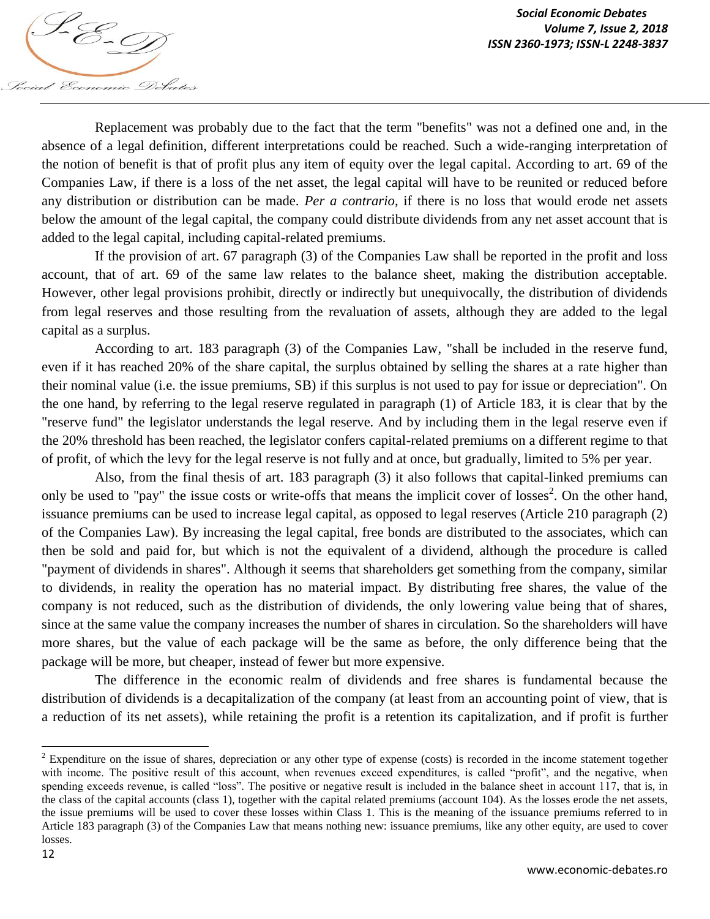Replacement was probably due to the fact that the term "benefits" was not a defined one and, in the absence of a legal definition, different interpretations could be reached. Such a wide-ranging interpretation of the notion of benefit is that of profit plus any item of equity over the legal capital. According to art. 69 of the Companies Law, if there is a loss of the net asset, the legal capital will have to be reunited or reduced before any distribution or distribution can be made. *Per a contrario*, if there is no loss that would erode net assets below the amount of the legal capital, the company could distribute dividends from any net asset account that is added to the legal capital, including capital-related premiums.

If the provision of art. 67 paragraph (3) of the Companies Law shall be reported in the profit and loss account, that of art. 69 of the same law relates to the balance sheet, making the distribution acceptable. However, other legal provisions prohibit, directly or indirectly but unequivocally, the distribution of dividends from legal reserves and those resulting from the revaluation of assets, although they are added to the legal capital as a surplus.

According to art. 183 paragraph (3) of the Companies Law, "shall be included in the reserve fund, even if it has reached 20% of the share capital, the surplus obtained by selling the shares at a rate higher than their nominal value (i.e. the issue premiums, SB) if this surplus is not used to pay for issue or depreciation". On the one hand, by referring to the legal reserve regulated in paragraph (1) of Article 183, it is clear that by the "reserve fund" the legislator understands the legal reserve. And by including them in the legal reserve even if the 20% threshold has been reached, the legislator confers capital-related premiums on a different regime to that of profit, of which the levy for the legal reserve is not fully and at once, but gradually, limited to 5% per year.

Also, from the final thesis of art. 183 paragraph (3) it also follows that capital-linked premiums can only be used to "pay" the issue costs or write-offs that means the implicit cover of losses[2]. On the other hand, issuance premiums can be used to increase legal capital, as opposed to legal reserves (Article 210 paragraph (2) of the Companies Law). By increasing the legal capital, free bonds are distributed to the associates, which can then be sold and paid for, but which is not the equivalent of a dividend, although the procedure is called "payment of dividends in shares". Although it seems that shareholders get something from the company, similar to dividends, in reality the operation has no material impact. By distributing free shares, the value of the company is not reduced, such as the distribution of dividends, the only lowering value being that of shares, since at the same value the company increases the number of shares in circulation. So the shareholders will have more shares, but the value of each package will be the same as before, the only difference being that the package will be more, but cheaper, instead of fewer but more expensive.

The difference in the economic realm of dividends and free shares is fundamental because the distribution of dividends is a decapitalization of the company (at least from an accounting point of view, that is a reduction of its net assets), while retaining the profit is a retention its capitalization, and if profit is further

[2] Expenditure on the issue of shares, depreciation or any other type of expense (costs) is recorded in the income statement together with income. The positive result of this account, when revenues exceed expenditures, is called "profit", and the negative, when spending exceeds revenue, is called "loss". The positive or negative result is included in the balance sheet in account 117, that is, in the class of the capital accounts (class 1), together with the capital related premiums (account 104). As the losses erode the net assets, the issue premiums will be used to cover these losses within Class 1. This is the meaning of the issuance premiums referred to in Article 183 paragraph (3) of the Companies Law that means nothing new: issuance premiums, like any other equity, are used to cover losses.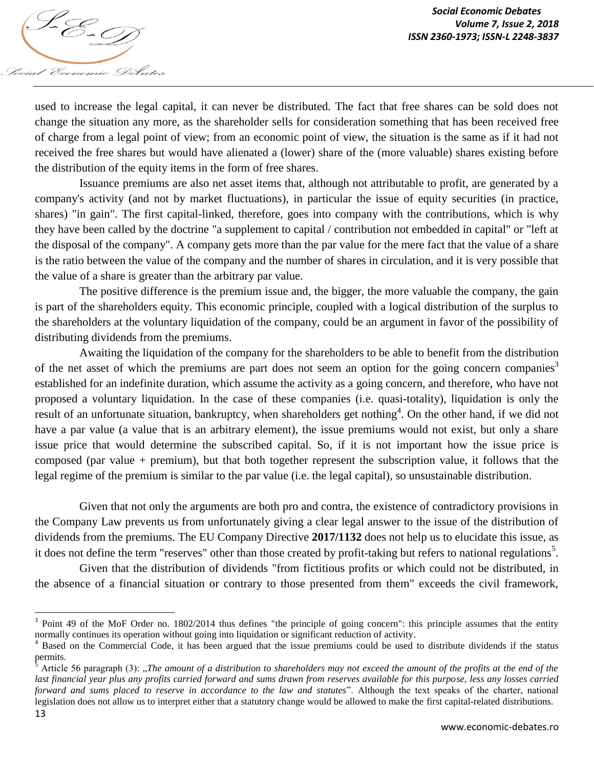used to increase the legal capital, it can never be distributed. The fact that free shares can be sold does not change the situation any more, as the shareholder sells for consideration something that has been received free of charge from a legal point of view; from an economic point of view, the situation is the same as if it had not received the free shares but would have alienated a (lower) share of the (more valuable) shares existing before the distribution of the equity items in the form of free shares.

Issuance premiums are also net asset items that, although not attributable to profit, are generated by a company's activity (and not by market fluctuations), in particular the issue of equity securities (in practice, shares) "in gain". The first capital-linked, therefore, goes into company with the contributions, which is why they have been called by the doctrine "a supplement to capital / contribution not embedded in capital" or "left at the disposal of the company". A company gets more than the par value for the mere fact that the value of a share is the ratio between the value of the company and the number of shares in circulation, and it is very possible that the value of a share is greater than the arbitrary par value.

The positive difference is the premium issue and, the bigger, the more valuable the company, the gain is part of the shareholders equity. This economic principle, coupled with a logical distribution of the surplus to the shareholders at the voluntary liquidation of the company, could be an argument in favor of the possibility of distributing dividends from the premiums.

Awaiting the liquidation of the company for the shareholders to be able to benefit from the distribution of the net asset of which the premiums are part does not seem an option for the going concern companies[3] established for an indefinite duration, which assume the activity as a going concern, and therefore, who have not proposed a voluntary liquidation. In the case of these companies (i.e. quasi-totality), liquidation is only the result of an unfortunate situation, bankruptcy, when shareholders get nothing[4]. On the other hand, if we did not have a par value (a value that is an arbitrary element), the issue premiums would not exist, but only a share issue price that would determine the subscribed capital. So, if it is not important how the issue price is composed (par value + premium), but that both together represent the subscription value, it follows that the legal regime of the premium is similar to the par value (i.e. the legal capital), so unsustainable distribution.

Given that not only the arguments are both pro and contra, the existence of contradictory provisions in the Company Law prevents us from unfortunately giving a clear legal answer to the issue of the distribution of dividends from the premiums. The EU Company Directive **2017/1132** does not help us to elucidate this issue, as it does not define the term "reserves" other than those created by profit-taking but refers to national regulations[5].

Given that the distribution of dividends "from fictitious profits or which could not be distributed, in the absence of a financial situation or contrary to those presented from them" exceeds the civil framework,

---

[3] Point 49 of the MoF Order no. 1802/2014 thus defines "the principle of going concern": this principle assumes that the entity normally continues its operation without going into liquidation or significant reduction of activity.

[4] Based on the Commercial Code, it has been argued that the issue premiums could be used to distribute dividends if the status permits.

[5] Article 56 paragraph (3): „*The amount of a distribution to shareholders may not exceed the amount of the profits at the end of the last financial year plus any profits carried forward and sums drawn from reserves available for this purpose, less any losses carried forward and sums placed to reserve in accordance to the law and statutes*". Although the text speaks of the charter, national legislation does not allow us to interpret either that a statutory change would be allowed to make the first capital-related distributions.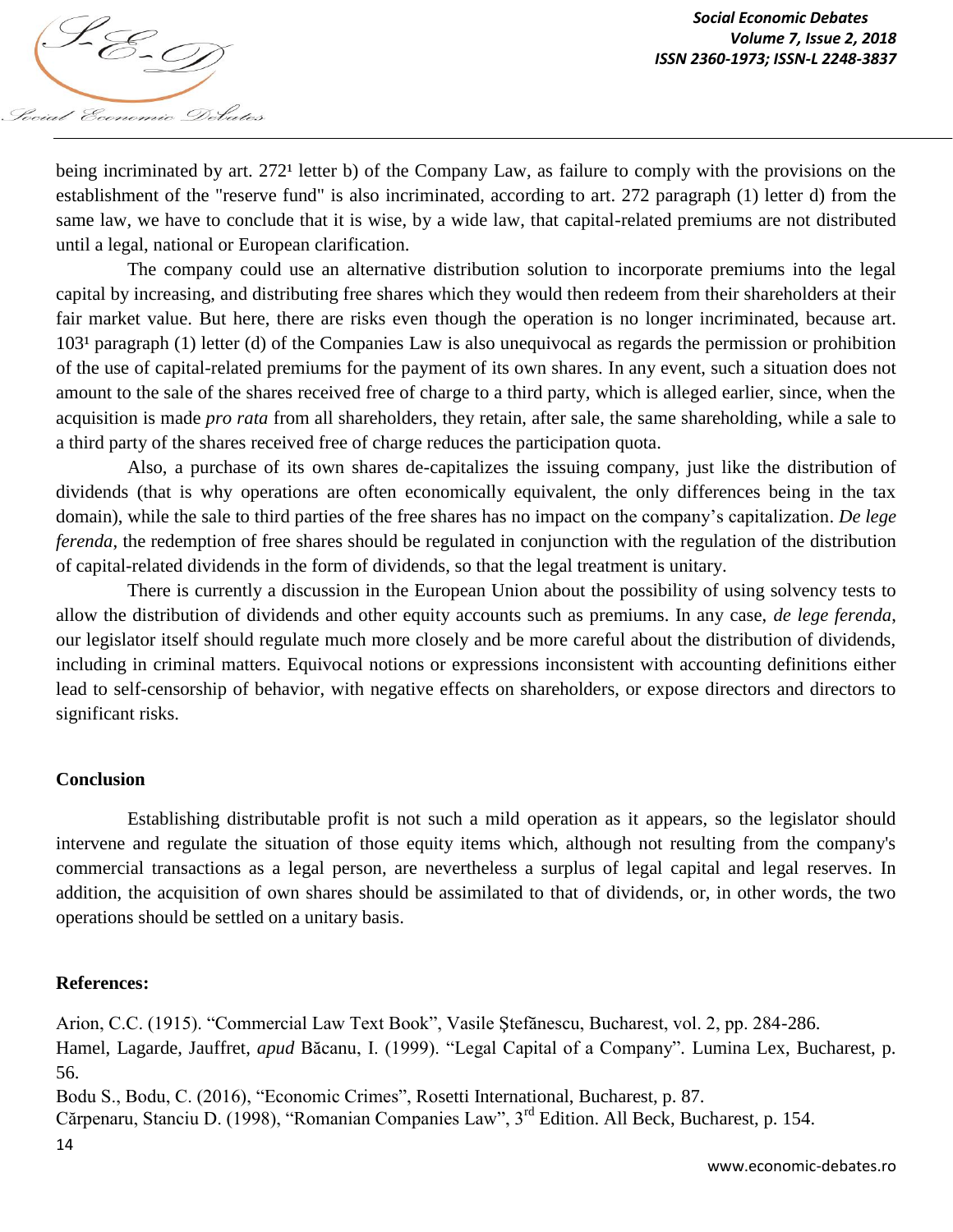being incriminated by art. 272[1] letter b) of the Company Law, as failure to comply with the provisions on the establishment of the "reserve fund" is also incriminated, according to art. 272 paragraph (1) letter d) from the same law, we have to conclude that it is wise, by a wide law, that capital-related premiums are not distributed until a legal, national or European clarification.

The company could use an alternative distribution solution to incorporate premiums into the legal capital by increasing, and distributing free shares which they would then redeem from their shareholders at their fair market value. But here, there are risks even though the operation is no longer incriminated, because art. 103[1] paragraph (1) letter (d) of the Companies Law is also unequivocal as regards the permission or prohibition of the use of capital-related premiums for the payment of its own shares. In any event, such a situation does not amount to the sale of the shares received free of charge to a third party, which is alleged earlier, since, when the acquisition is made *pro rata* from all shareholders, they retain, after sale, the same shareholding, while a sale to a third party of the shares received free of charge reduces the participation quota.

Also, a purchase of its own shares de-capitalizes the issuing company, just like the distribution of dividends (that is why operations are often economically equivalent, the only differences being in the tax domain), while the sale to third parties of the free shares has no impact on the company's capitalization. *De lege ferenda*, the redemption of free shares should be regulated in conjunction with the regulation of the distribution of capital-related dividends in the form of dividends, so that the legal treatment is unitary.

There is currently a discussion in the European Union about the possibility of using solvency tests to allow the distribution of dividends and other equity accounts such as premiums. In any case, *de lege ferenda*, our legislator itself should regulate much more closely and be more careful about the distribution of dividends, including in criminal matters. Equivocal notions or expressions inconsistent with accounting definitions either lead to self-censorship of behavior, with negative effects on shareholders, or expose directors and directors to significant risks.

## Conclusion

Establishing distributable profit is not such a mild operation as it appears, so the legislator should intervene and regulate the situation of those equity items which, although not resulting from the company's commercial transactions as a legal person, are nevertheless a surplus of legal capital and legal reserves. In addition, the acquisition of own shares should be assimilated to that of dividends, or, in other words, the two operations should be settled on a unitary basis.

## References:

Arion, C.C. (1915). "Commercial Law Text Book", Vasile Ştefănescu, Bucharest, vol. 2, pp. 284-286.

Hamel, Lagarde, Jauffret, *apud* Băcanu, I. (1999). "Legal Capital of a Company". Lumina Lex, Bucharest, p. 56.

Bodu S., Bodu, C. (2016), "Economic Crimes", Rosetti International, Bucharest, p. 87.

Cărpenaru, Stanciu D. (1998), "Romanian Companies Law", 3rd Edition. All Beck, Bucharest, p. 154.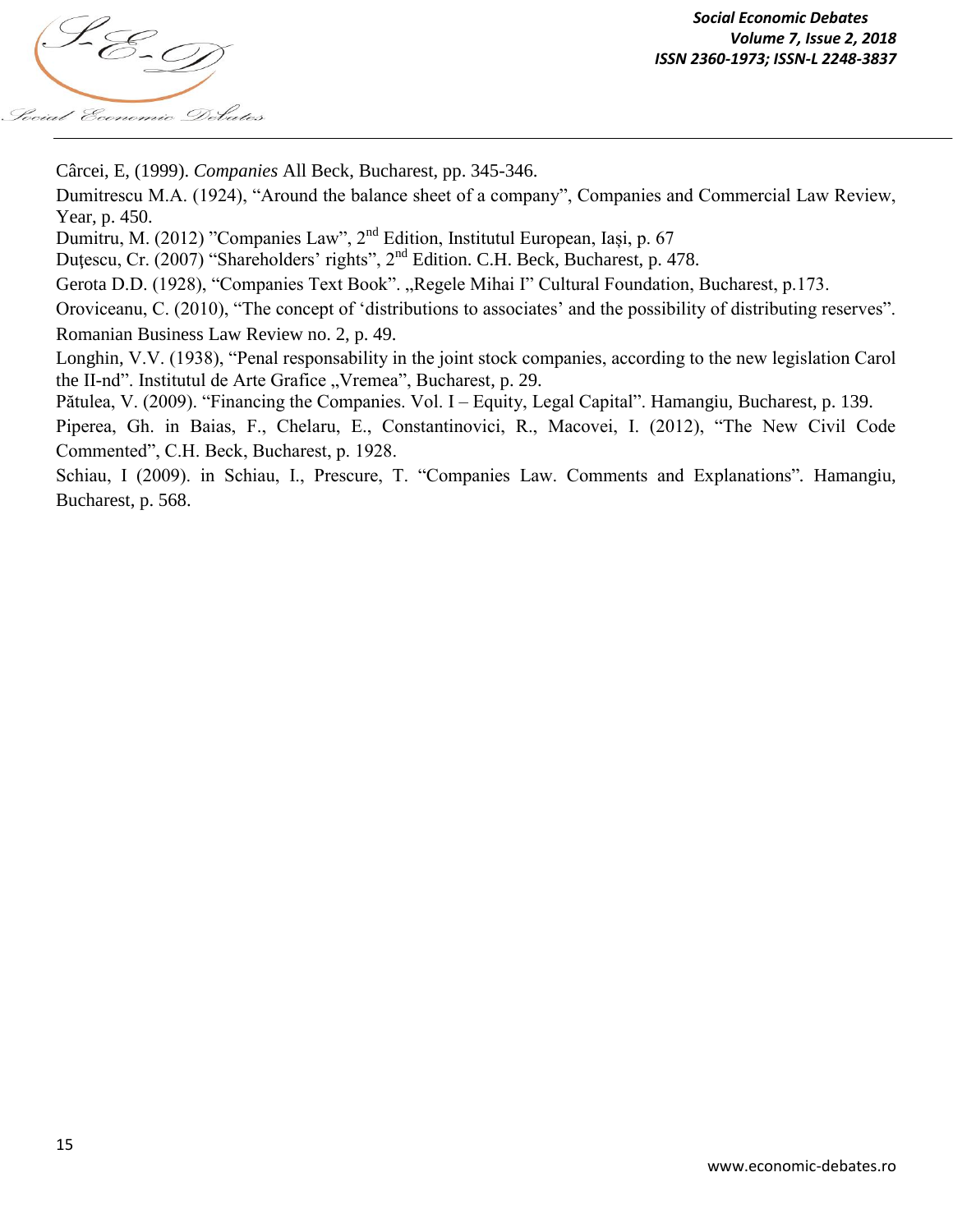Cârcei, E, (1999). *Companies* All Beck, Bucharest, pp. 345-346.

Dumitrescu M.A. (1924), “Around the balance sheet of a company”, Companies and Commercial Law Review, Year, p. 450.

Dumitru, M. (2012) ”Companies Law”, 2nd Edition, Institutul European, Iași, p. 67

Duțescu, Cr. (2007) “Shareholders’ rights”, 2nd Edition. C.H. Beck, Bucharest, p. 478.

Gerota D.D. (1928), “Companies Text Book”. „Regele Mihai I” Cultural Foundation, Bucharest, p.173.

Oroviceanu, C. (2010), “The concept of ‘distributions to associates’ and the possibility of distributing reserves”. Romanian Business Law Review no. 2, p. 49.

Longhin, V.V. (1938), “Penal responsability in the joint stock companies, according to the new legislation Carol the II-nd”. Institutul de Arte Grafice „Vremea”, Bucharest, p. 29.

Pătulea, V. (2009). “Financing the Companies. Vol. I – Equity, Legal Capital”. Hamangiu, Bucharest, p. 139.

Piperea, Gh. in Baias, F., Chelaru, E., Constantinovici, R., Macovei, I. (2012), “The New Civil Code Commented”, C.H. Beck, Bucharest, p. 1928.

Schiau, I (2009). in Schiau, I., Prescure, T. “Companies Law. Comments and Explanations”. Hamangiu, Bucharest, p. 568.